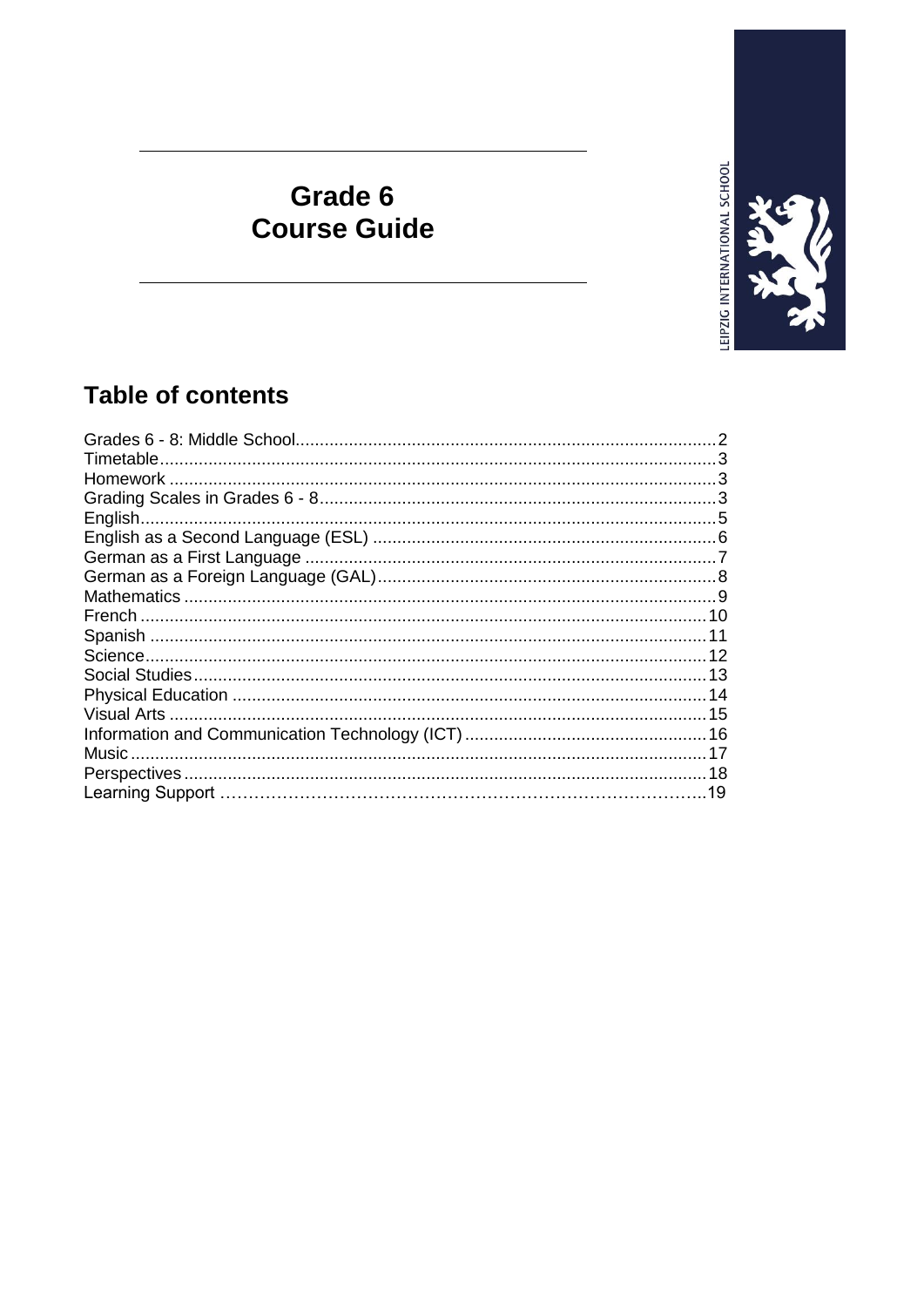# Grade 6
# Course Guide

LEIPZIG INTERNATIONAL SCHOOL

## Table of contents

Grades 6 - 8: Middle School....................................................................................2
Timetable...............................................................................................................3
Homework .............................................................................................................3
Grading Scales in Grades 6 - 8..............................................................................3
English....................................................................................................................5
English as a Second Language (ESL) ....................................................................6
German as a First Language ..................................................................................7
German as a Foreign Language (GAL)....................................................................8
Mathematics ...........................................................................................................9
French ...................................................................................................................10
Spanish .................................................................................................................11
Science..................................................................................................................12
Social Studies........................................................................................................13
Physical Education ................................................................................................14
Visual Arts .............................................................................................................15
Information and Communication Technology (ICT) ................................................16
Music .....................................................................................................................17
Perspectives...........................................................................................................18
Learning Support ……………………………………………………………………..19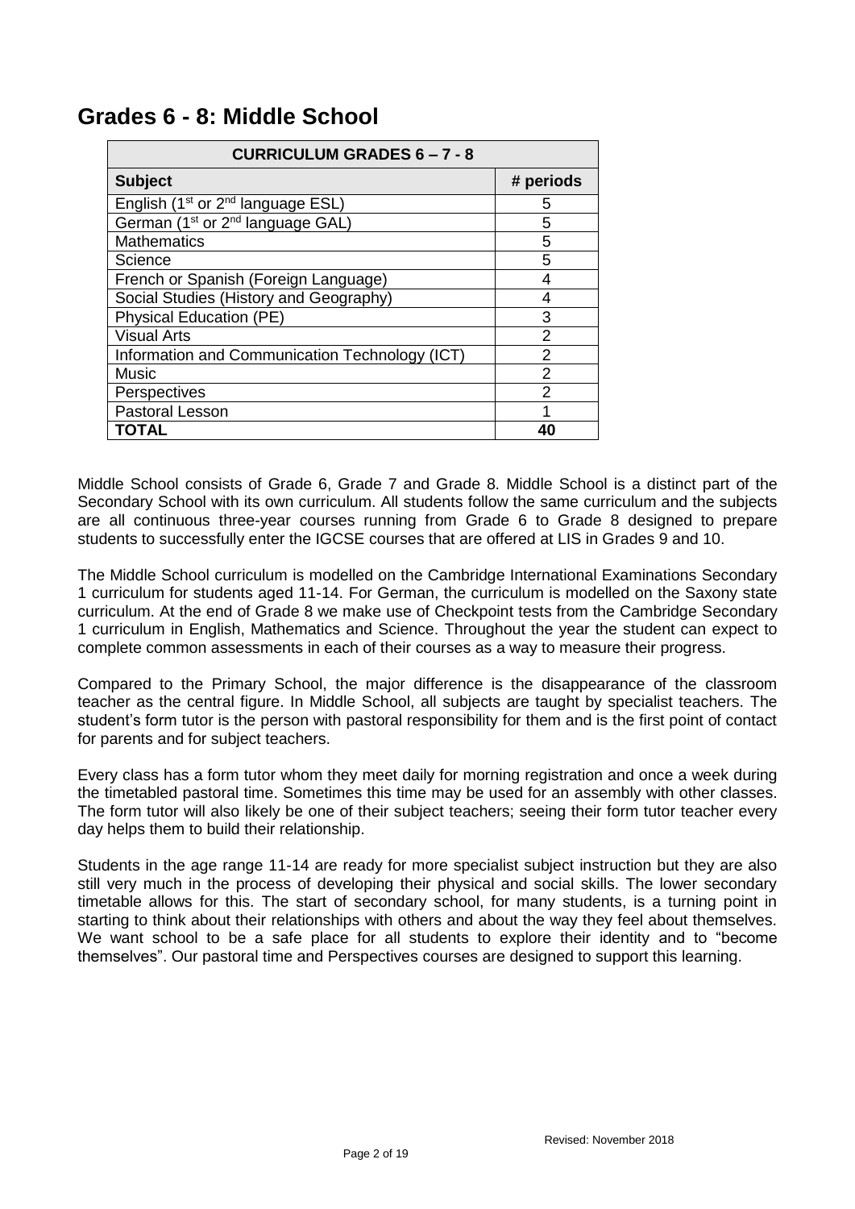# Grades 6 - 8: Middle School

| CURRICULUM GRADES 6 – 7 - 8 | |
|---|---|
| **Subject** | **# periods** |
| English (1st or 2nd language ESL) | 5 |
| German (1st or 2nd language GAL) | 5 |
| Mathematics | 5 |
| Science | 5 |
| French or Spanish (Foreign Language) | 4 |
| Social Studies (History and Geography) | 4 |
| Physical Education (PE) | 3 |
| Visual Arts | 2 |
| Information and Communication Technology (ICT) | 2 |
| Music | 2 |
| Perspectives | 2 |
| Pastoral Lesson | 1 |
| **TOTAL** | **40** |

Middle School consists of Grade 6, Grade 7 and Grade 8. Middle School is a distinct part of the Secondary School with its own curriculum. All students follow the same curriculum and the subjects are all continuous three-year courses running from Grade 6 to Grade 8 designed to prepare students to successfully enter the IGCSE courses that are offered at LIS in Grades 9 and 10.

The Middle School curriculum is modelled on the Cambridge International Examinations Secondary 1 curriculum for students aged 11-14. For German, the curriculum is modelled on the Saxony state curriculum. At the end of Grade 8 we make use of Checkpoint tests from the Cambridge Secondary 1 curriculum in English, Mathematics and Science. Throughout the year the student can expect to complete common assessments in each of their courses as a way to measure their progress.

Compared to the Primary School, the major difference is the disappearance of the classroom teacher as the central figure. In Middle School, all subjects are taught by specialist teachers. The student's form tutor is the person with pastoral responsibility for them and is the first point of contact for parents and for subject teachers.

Every class has a form tutor whom they meet daily for morning registration and once a week during the timetabled pastoral time. Sometimes this time may be used for an assembly with other classes. The form tutor will also likely be one of their subject teachers; seeing their form tutor teacher every day helps them to build their relationship.

Students in the age range 11-14 are ready for more specialist subject instruction but they are also still very much in the process of developing their physical and social skills. The lower secondary timetable allows for this. The start of secondary school, for many students, is a turning point in starting to think about their relationships with others and about the way they feel about themselves. We want school to be a safe place for all students to explore their identity and to "become themselves". Our pastoral time and Perspectives courses are designed to support this learning.

Revised: November 2018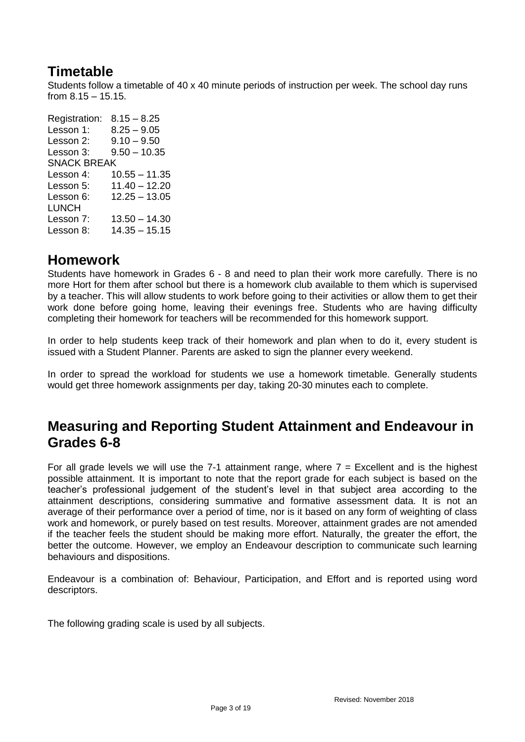## Timetable

Students follow a timetable of 40 x 40 minute periods of instruction per week. The school day runs from 8.15 – 15.15.

Registration: 8.15 – 8.25
Lesson 1: 8.25 – 9.05
Lesson 2: 9.10 – 9.50
Lesson 3: 9.50 – 10.35
SNACK BREAK
Lesson 4: 10.55 – 11.35
Lesson 5: 11.40 – 12.20
Lesson 6: 12.25 – 13.05
LUNCH
Lesson 7: 13.50 – 14.30
Lesson 8: 14.35 – 15.15

## Homework

Students have homework in Grades 6 - 8 and need to plan their work more carefully. There is no more Hort for them after school but there is a homework club available to them which is supervised by a teacher. This will allow students to work before going to their activities or allow them to get their work done before going home, leaving their evenings free. Students who are having difficulty completing their homework for teachers will be recommended for this homework support.

In order to help students keep track of their homework and plan when to do it, every student is issued with a Student Planner. Parents are asked to sign the planner every weekend.

In order to spread the workload for students we use a homework timetable. Generally students would get three homework assignments per day, taking 20-30 minutes each to complete.

## Measuring and Reporting Student Attainment and Endeavour in Grades 6-8

For all grade levels we will use the 7-1 attainment range, where 7 = Excellent and is the highest possible attainment. It is important to note that the report grade for each subject is based on the teacher's professional judgement of the student's level in that subject area according to the attainment descriptions, considering summative and formative assessment data. It is not an average of their performance over a period of time, nor is it based on any form of weighting of class work and homework, or purely based on test results. Moreover, attainment grades are not amended if the teacher feels the student should be making more effort. Naturally, the greater the effort, the better the outcome. However, we employ an Endeavour description to communicate such learning behaviours and dispositions.

Endeavour is a combination of: Behaviour, Participation, and Effort and is reported using word descriptors.

The following grading scale is used by all subjects.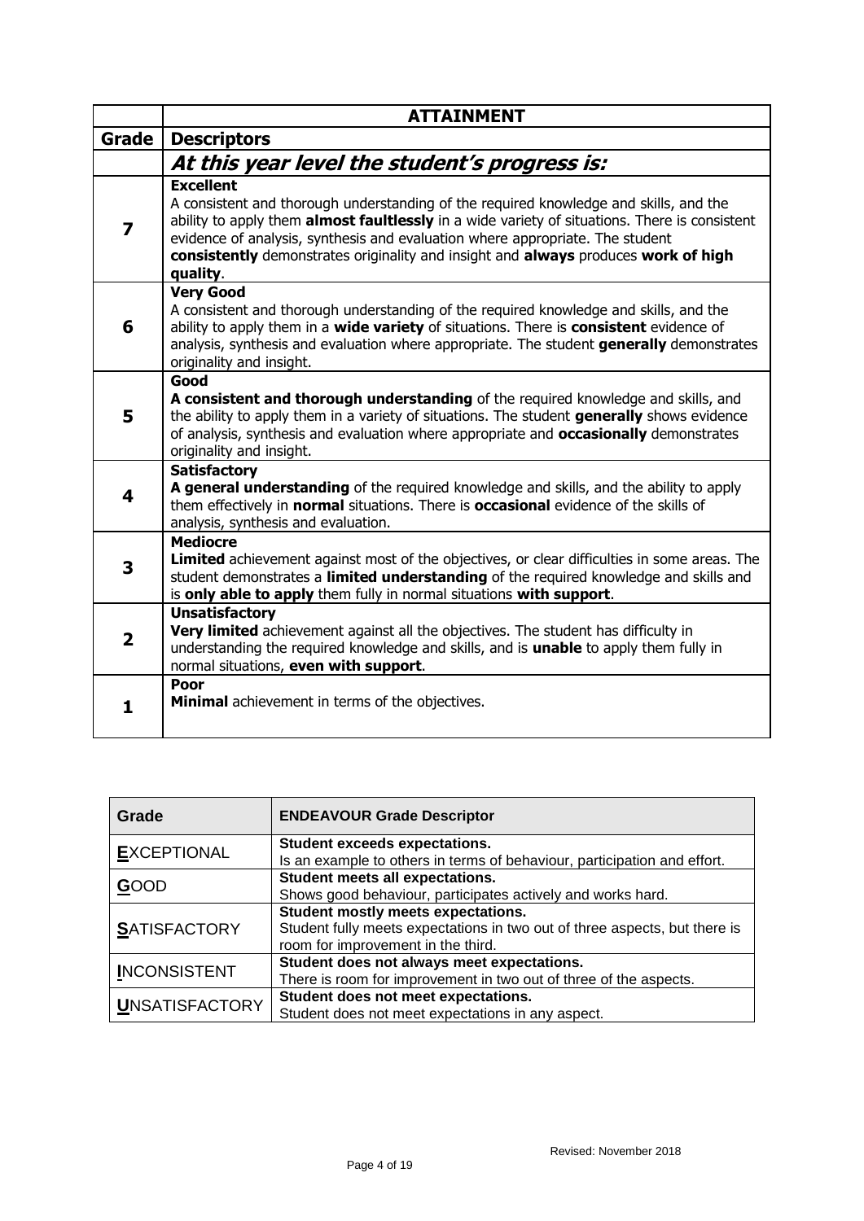| | **ATTAINMENT** |
|---|---|
| **Grade** | **Descriptors** |
| | ***At this year level the student's progress is:*** |
| **7** | **Excellent**<br>A consistent and thorough understanding of the required knowledge and skills, and the ability to apply them **almost faultlessly** in a wide variety of situations. There is consistent evidence of analysis, synthesis and evaluation where appropriate. The student **consistently** demonstrates originality and insight and **always** produces **work of high quality**. |
| **6** | **Very Good**<br>A consistent and thorough understanding of the required knowledge and skills, and the ability to apply them in a **wide variety** of situations. There is **consistent** evidence of analysis, synthesis and evaluation where appropriate. The student **generally** demonstrates originality and insight. |
| **5** | **Good**<br>**A consistent and thorough understanding** of the required knowledge and skills, and the ability to apply them in a variety of situations. The student **generally** shows evidence of analysis, synthesis and evaluation where appropriate and **occasionally** demonstrates originality and insight. |
| **4** | **Satisfactory**<br>**A general understanding** of the required knowledge and skills, and the ability to apply them effectively in **normal** situations. There is **occasional** evidence of the skills of analysis, synthesis and evaluation. |
| **3** | **Mediocre**<br>**Limited** achievement against most of the objectives, or clear difficulties in some areas. The student demonstrates a **limited understanding** of the required knowledge and skills and is **only able to apply** them fully in normal situations **with support**. |
| **2** | **Unsatisfactory**<br>**Very limited** achievement against all the objectives. The student has difficulty in understanding the required knowledge and skills, and is **unable** to apply them fully in normal situations, **even with support**. |
| **1** | **Poor**<br>**Minimal** achievement in terms of the objectives. |

| **Grade** | **ENDEAVOUR Grade Descriptor** |
|---|---|
| **E**XCEPTIONAL | **Student exceeds expectations.**<br>Is an example to others in terms of behaviour, participation and effort. |
| **G**OOD | **Student meets all expectations.**<br>Shows good behaviour, participates actively and works hard. |
| **S**ATISFACTORY | **Student mostly meets expectations.**<br>Student fully meets expectations in two out of three aspects, but there is room for improvement in the third. |
| **I**NCONSISTENT | **Student does not always meet expectations.**<br>There is room for improvement in two out of three of the aspects. |
| **U**NSATISFACTORY | **Student does not meet expectations.**<br>Student does not meet expectations in any aspect. |

Revised: November 2018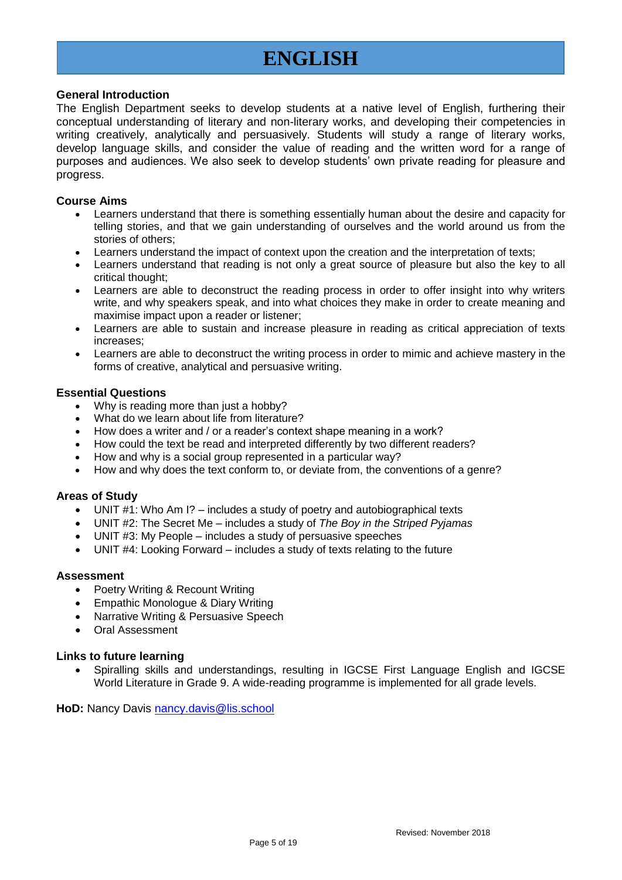# ENGLISH

**General Introduction**

The English Department seeks to develop students at a native level of English, furthering their conceptual understanding of literary and non-literary works, and developing their competencies in writing creatively, analytically and persuasively. Students will study a range of literary works, develop language skills, and consider the value of reading and the written word for a range of purposes and audiences. We also seek to develop students' own private reading for pleasure and progress.

**Course Aims**

- Learners understand that there is something essentially human about the desire and capacity for telling stories, and that we gain understanding of ourselves and the world around us from the stories of others;
- Learners understand the impact of context upon the creation and the interpretation of texts;
- Learners understand that reading is not only a great source of pleasure but also the key to all critical thought;
- Learners are able to deconstruct the reading process in order to offer insight into why writers write, and why speakers speak, and into what choices they make in order to create meaning and maximise impact upon a reader or listener;
- Learners are able to sustain and increase pleasure in reading as critical appreciation of texts increases;
- Learners are able to deconstruct the writing process in order to mimic and achieve mastery in the forms of creative, analytical and persuasive writing.

**Essential Questions**

- Why is reading more than just a hobby?
- What do we learn about life from literature?
- How does a writer and / or a reader's context shape meaning in a work?
- How could the text be read and interpreted differently by two different readers?
- How and why is a social group represented in a particular way?
- How and why does the text conform to, or deviate from, the conventions of a genre?

**Areas of Study**

- UNIT #1: Who Am I? – includes a study of poetry and autobiographical texts
- UNIT #2: The Secret Me – includes a study of *The Boy in the Striped Pyjamas*
- UNIT #3: My People – includes a study of persuasive speeches
- UNIT #4: Looking Forward – includes a study of texts relating to the future

**Assessment**

- Poetry Writing & Recount Writing
- Empathic Monologue & Diary Writing
- Narrative Writing & Persuasive Speech
- Oral Assessment

**Links to future learning**

- Spiralling skills and understandings, resulting in IGCSE First Language English and IGCSE World Literature in Grade 9. A wide-reading programme is implemented for all grade levels.

**HoD:** Nancy Davis nancy.davis@lis.school

Revised: November 2018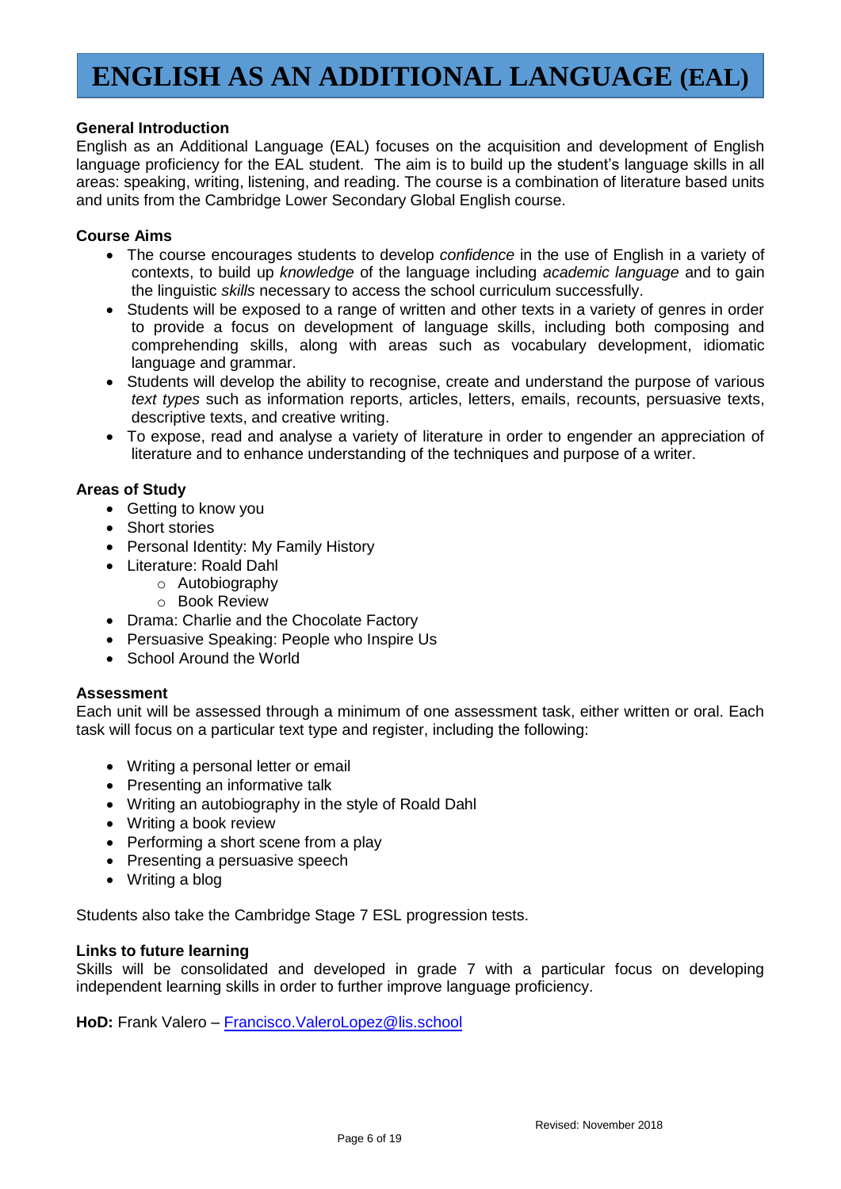# ENGLISH AS AN ADDITIONAL LANGUAGE (EAL)

**General Introduction**

English as an Additional Language (EAL) focuses on the acquisition and development of English language proficiency for the EAL student. The aim is to build up the student's language skills in all areas: speaking, writing, listening, and reading. The course is a combination of literature based units and units from the Cambridge Lower Secondary Global English course.

**Course Aims**

- The course encourages students to develop *confidence* in the use of English in a variety of contexts, to build up *knowledge* of the language including *academic language* and to gain the linguistic *skills* necessary to access the school curriculum successfully.
- Students will be exposed to a range of written and other texts in a variety of genres in order to provide a focus on development of language skills, including both composing and comprehending skills, along with areas such as vocabulary development, idiomatic language and grammar.
- Students will develop the ability to recognise, create and understand the purpose of various *text types* such as information reports, articles, letters, emails, recounts, persuasive texts, descriptive texts, and creative writing.
- To expose, read and analyse a variety of literature in order to engender an appreciation of literature and to enhance understanding of the techniques and purpose of a writer.

**Areas of Study**

- Getting to know you
- Short stories
- Personal Identity: My Family History
- Literature: Roald Dahl
  - Autobiography
  - Book Review
- Drama: Charlie and the Chocolate Factory
- Persuasive Speaking: People who Inspire Us
- School Around the World

**Assessment**

Each unit will be assessed through a minimum of one assessment task, either written or oral. Each task will focus on a particular text type and register, including the following:

- Writing a personal letter or email
- Presenting an informative talk
- Writing an autobiography in the style of Roald Dahl
- Writing a book review
- Performing a short scene from a play
- Presenting a persuasive speech
- Writing a blog

Students also take the Cambridge Stage 7 ESL progression tests.

**Links to future learning**

Skills will be consolidated and developed in grade 7 with a particular focus on developing independent learning skills in order to further improve language proficiency.

**HoD:** Frank Valero – Francisco.ValeroLopez@lis.school

Revised: November 2018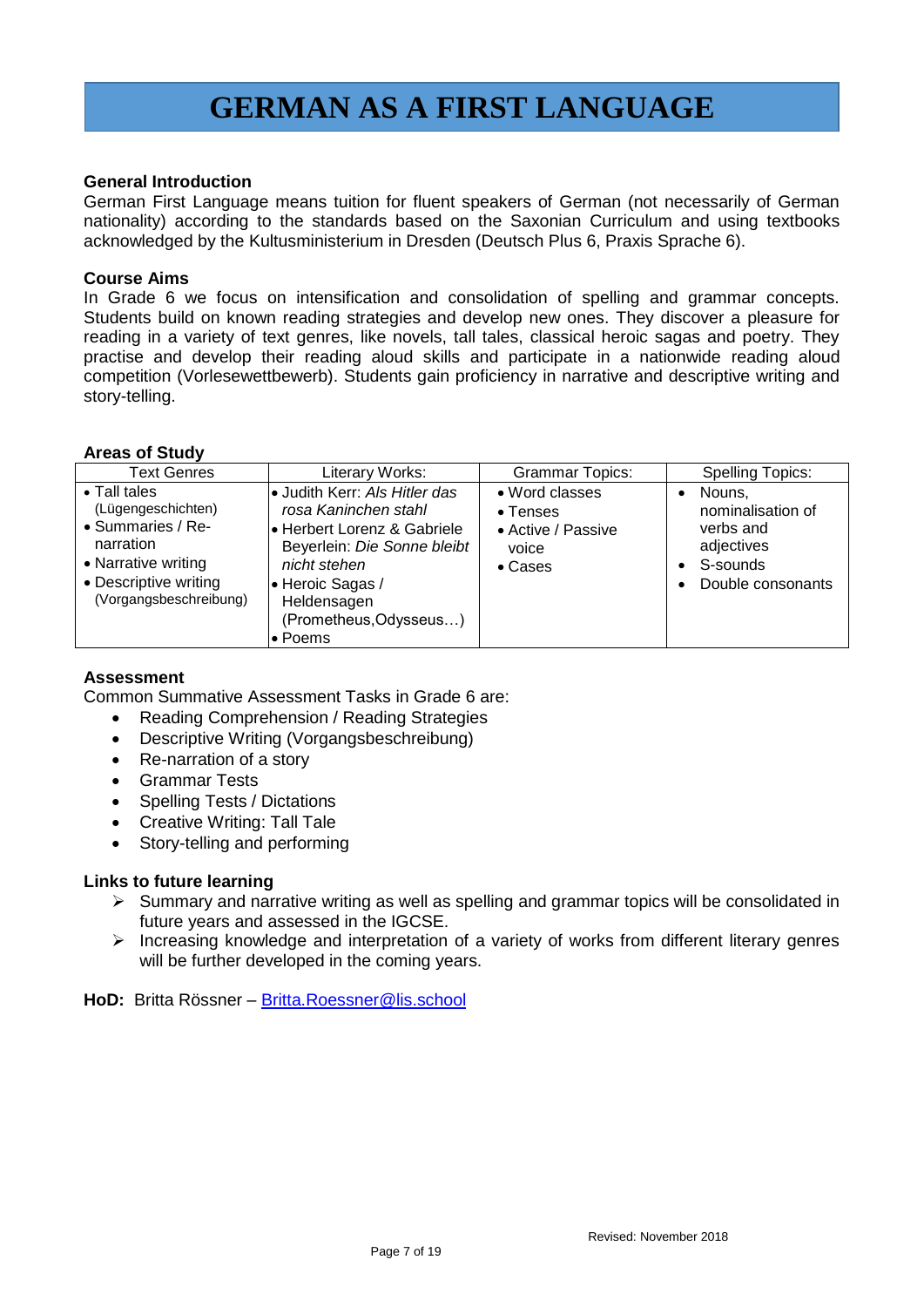# GERMAN AS A FIRST LANGUAGE

**General Introduction**

German First Language means tuition for fluent speakers of German (not necessarily of German nationality) according to the standards based on the Saxonian Curriculum and using textbooks acknowledged by the Kultusministerium in Dresden (Deutsch Plus 6, Praxis Sprache 6).

**Course Aims**

In Grade 6 we focus on intensification and consolidation of spelling and grammar concepts. Students build on known reading strategies and develop new ones. They discover a pleasure for reading in a variety of text genres, like novels, tall tales, classical heroic sagas and poetry. They practise and develop their reading aloud skills and participate in a nationwide reading aloud competition (Vorlesewettbewerb). Students gain proficiency in narrative and descriptive writing and story-telling.

**Areas of Study**

| Text Genres | Literary Works: | Grammar Topics: | Spelling Topics: |
|---|---|---|---|
| • Tall tales (Lügengeschichten)<br>• Summaries / Re-narration<br>• Narrative writing<br>• Descriptive writing (Vorgangsbeschreibung) | • Judith Kerr: *Als Hitler das rosa Kaninchen stahl*<br>• Herbert Lorenz & Gabriele Beyerlein: *Die Sonne bleibt nicht stehen*<br>• Heroic Sagas / Heldensagen (Prometheus,Odysseus…)<br>• Poems | • Word classes<br>• Tenses<br>• Active / Passive voice<br>• Cases | • Nouns, nominalisation of verbs and adjectives<br>• S-sounds<br>• Double consonants |

**Assessment**

Common Summative Assessment Tasks in Grade 6 are:

- Reading Comprehension / Reading Strategies
- Descriptive Writing (Vorgangsbeschreibung)
- Re-narration of a story
- Grammar Tests
- Spelling Tests / Dictations
- Creative Writing: Tall Tale
- Story-telling and performing

**Links to future learning**

- Summary and narrative writing as well as spelling and grammar topics will be consolidated in future years and assessed in the IGCSE.
- Increasing knowledge and interpretation of a variety of works from different literary genres will be further developed in the coming years.

**HoD:** Britta Rössner – Britta.Roessner@lis.school

Revised: November 2018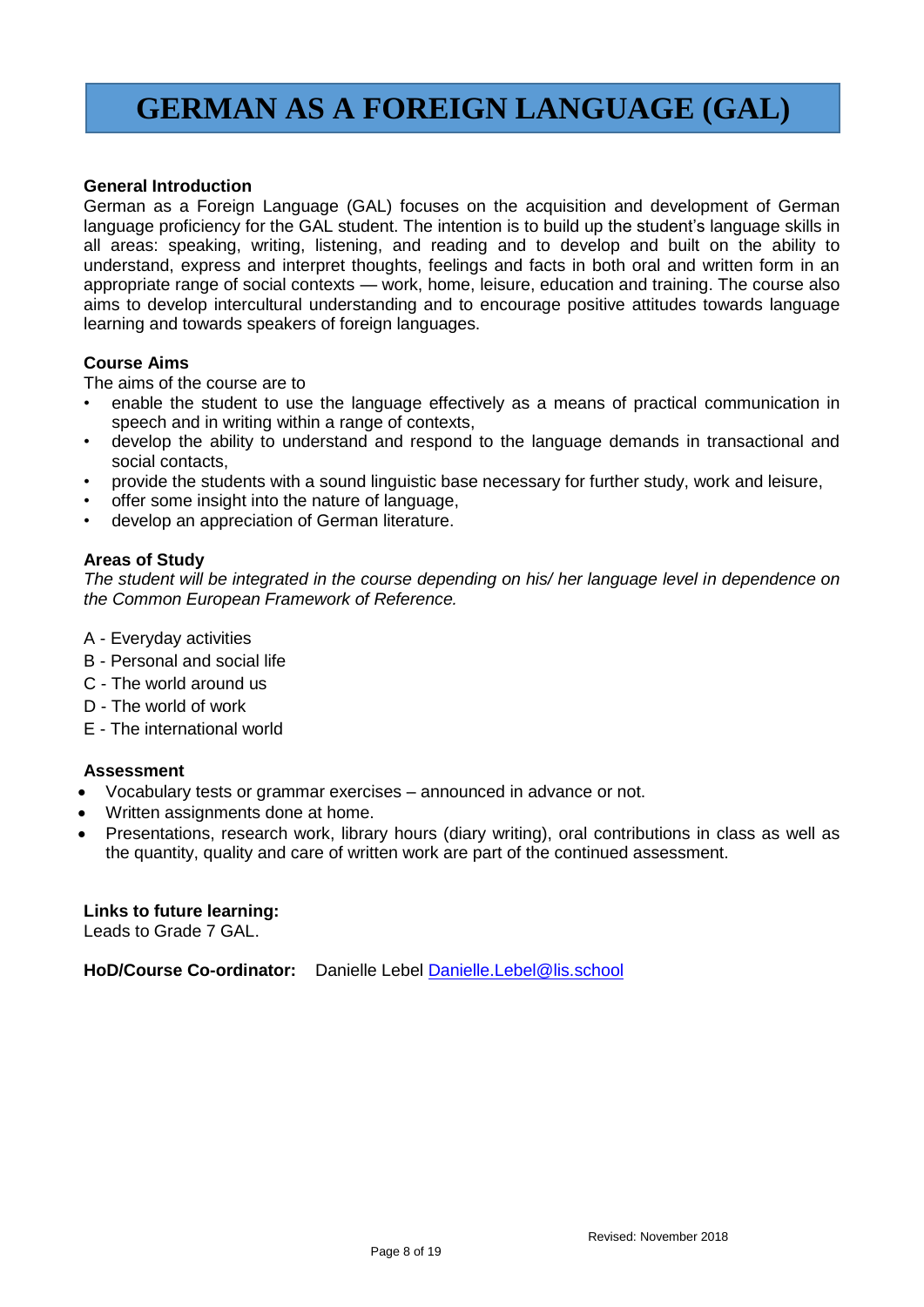# GERMAN AS A FOREIGN LANGUAGE (GAL)

**General Introduction**

German as a Foreign Language (GAL) focuses on the acquisition and development of German language proficiency for the GAL student. The intention is to build up the student's language skills in all areas: speaking, writing, listening, and reading and to develop and built on the ability to understand, express and interpret thoughts, feelings and facts in both oral and written form in an appropriate range of social contexts — work, home, leisure, education and training. The course also aims to develop intercultural understanding and to encourage positive attitudes towards language learning and towards speakers of foreign languages.

**Course Aims**

The aims of the course are to

- enable the student to use the language effectively as a means of practical communication in speech and in writing within a range of contexts,
- develop the ability to understand and respond to the language demands in transactional and social contacts,
- provide the students with a sound linguistic base necessary for further study, work and leisure,
- offer some insight into the nature of language,
- develop an appreciation of German literature.

**Areas of Study**

*The student will be integrated in the course depending on his/ her language level in dependence on the Common European Framework of Reference.*

A - Everyday activities
B - Personal and social life
C - The world around us
D - The world of work
E - The international world

**Assessment**

- Vocabulary tests or grammar exercises – announced in advance or not.
- Written assignments done at home.
- Presentations, research work, library hours (diary writing), oral contributions in class as well as the quantity, quality and care of written work are part of the continued assessment.

**Links to future learning:**
Leads to Grade 7 GAL.

**HoD/Course Co-ordinator:** Danielle Lebel Danielle.Lebel@lis.school

Revised: November 2018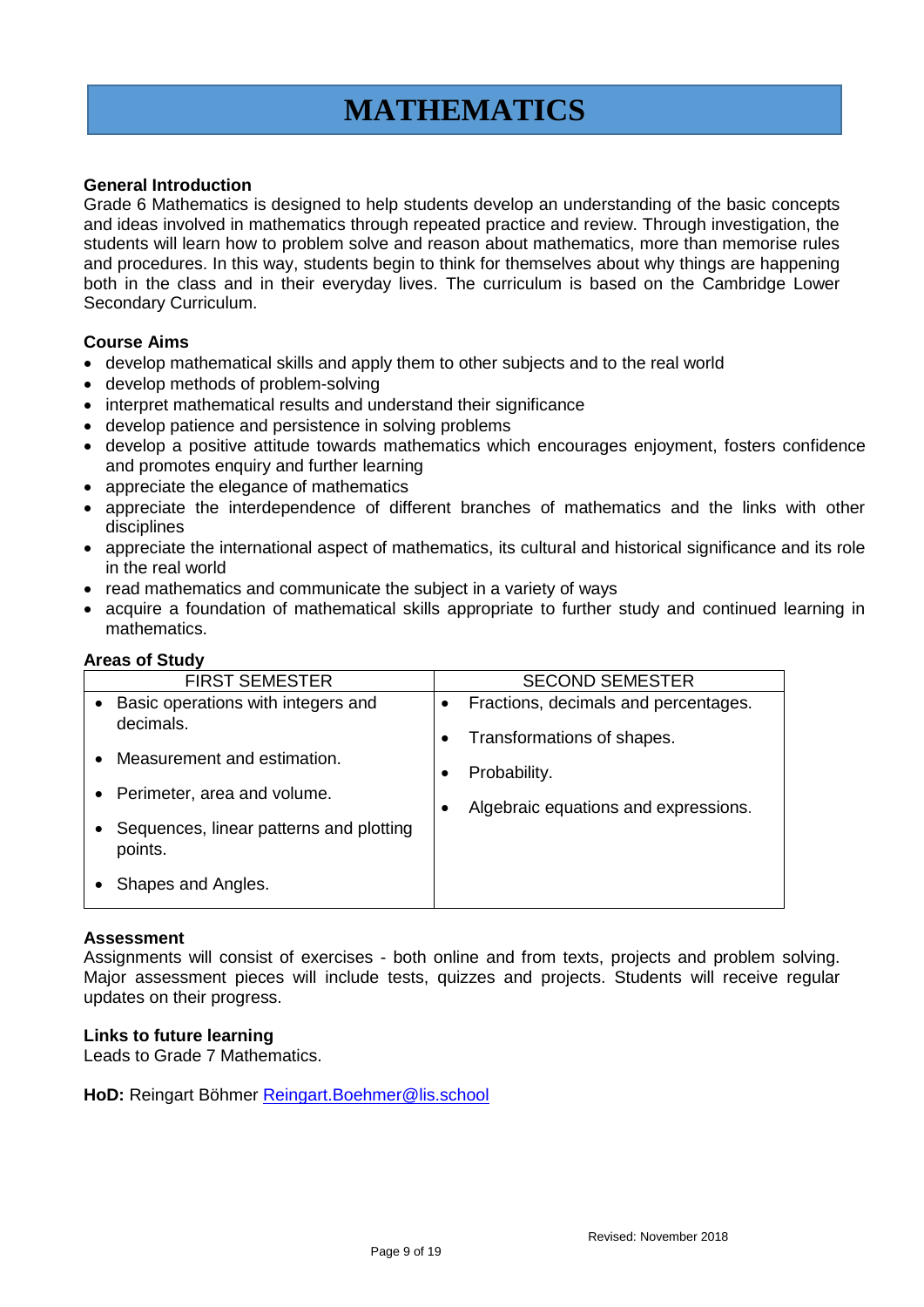# MATHEMATICS

**General Introduction**

Grade 6 Mathematics is designed to help students develop an understanding of the basic concepts and ideas involved in mathematics through repeated practice and review. Through investigation, the students will learn how to problem solve and reason about mathematics, more than memorise rules and procedures. In this way, students begin to think for themselves about why things are happening both in the class and in their everyday lives. The curriculum is based on the Cambridge Lower Secondary Curriculum.

**Course Aims**

- develop mathematical skills and apply them to other subjects and to the real world
- develop methods of problem-solving
- interpret mathematical results and understand their significance
- develop patience and persistence in solving problems
- develop a positive attitude towards mathematics which encourages enjoyment, fosters confidence and promotes enquiry and further learning
- appreciate the elegance of mathematics
- appreciate the interdependence of different branches of mathematics and the links with other disciplines
- appreciate the international aspect of mathematics, its cultural and historical significance and its role in the real world
- read mathematics and communicate the subject in a variety of ways
- acquire a foundation of mathematical skills appropriate to further study and continued learning in mathematics.

**Areas of Study**

| FIRST SEMESTER | SECOND SEMESTER |
|---|---|
| • Basic operations with integers and decimals.<br>• Measurement and estimation.<br>• Perimeter, area and volume.<br>• Sequences, linear patterns and plotting points.<br>• Shapes and Angles. | • Fractions, decimals and percentages.<br>• Transformations of shapes.<br>• Probability.<br>• Algebraic equations and expressions. |

**Assessment**

Assignments will consist of exercises - both online and from texts, projects and problem solving. Major assessment pieces will include tests, quizzes and projects. Students will receive regular updates on their progress.

**Links to future learning**

Leads to Grade 7 Mathematics.

**HoD:** Reingart Böhmer Reingart.Boehmer@lis.school

Revised: November 2018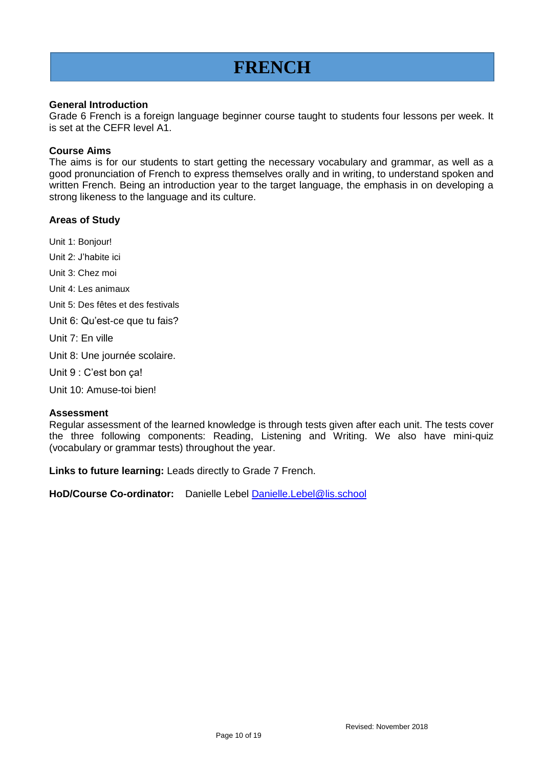# FRENCH

**General Introduction**
Grade 6 French is a foreign language beginner course taught to students four lessons per week. It is set at the CEFR level A1.

**Course Aims**
The aims is for our students to start getting the necessary vocabulary and grammar, as well as a good pronunciation of French to express themselves orally and in writing, to understand spoken and written French. Being an introduction year to the target language, the emphasis in on developing a strong likeness to the language and its culture.

**Areas of Study**

Unit 1: Bonjour!

Unit 2: J'habite ici

Unit 3: Chez moi

Unit 4: Les animaux

Unit 5: Des fêtes et des festivals

Unit 6: Qu'est-ce que tu fais?

Unit 7: En ville

Unit 8: Une journée scolaire.

Unit 9 : C'est bon ça!

Unit 10: Amuse-toi bien!

**Assessment**
Regular assessment of the learned knowledge is through tests given after each unit. The tests cover the three following components: Reading, Listening and Writing. We also have mini-quiz (vocabulary or grammar tests) throughout the year.

**Links to future learning:** Leads directly to Grade 7 French.

**HoD/Course Co-ordinator:** Danielle Lebel Danielle.Lebel@lis.school

Revised: November 2018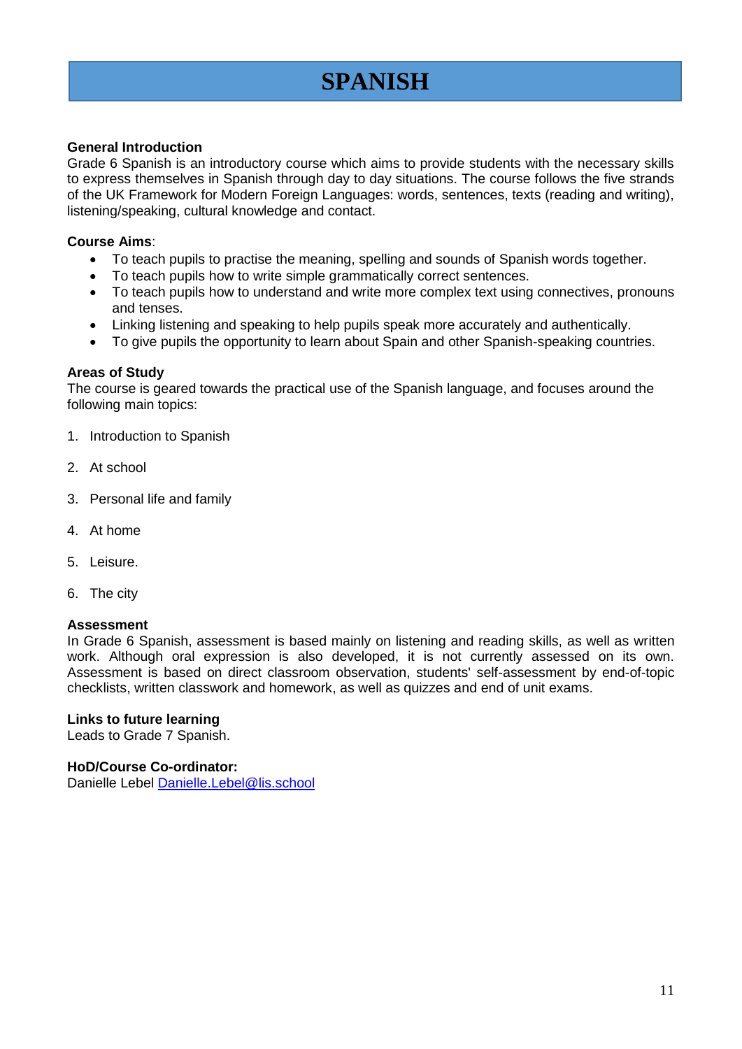# SPANISH

**General Introduction**
Grade 6 Spanish is an introductory course which aims to provide students with the necessary skills to express themselves in Spanish through day to day situations. The course follows the five strands of the UK Framework for Modern Foreign Languages: words, sentences, texts (reading and writing), listening/speaking, cultural knowledge and contact.

**Course Aims**:

- To teach pupils to practise the meaning, spelling and sounds of Spanish words together.
- To teach pupils how to write simple grammatically correct sentences.
- To teach pupils how to understand and write more complex text using connectives, pronouns and tenses.
- Linking listening and speaking to help pupils speak more accurately and authentically.
- To give pupils the opportunity to learn about Spain and other Spanish-speaking countries.

**Areas of Study**
The course is geared towards the practical use of the Spanish language, and focuses around the following main topics:

1. Introduction to Spanish
2. At school
3. Personal life and family
4. At home
5. Leisure.
6. The city

**Assessment**
In Grade 6 Spanish, assessment is based mainly on listening and reading skills, as well as written work. Although oral expression is also developed, it is not currently assessed on its own. Assessment is based on direct classroom observation, students' self-assessment by end-of-topic checklists, written classwork and homework, as well as quizzes and end of unit exams.

**Links to future learning**
Leads to Grade 7 Spanish.

**HoD/Course Co-ordinator:**
Danielle Lebel Danielle.Lebel@lis.school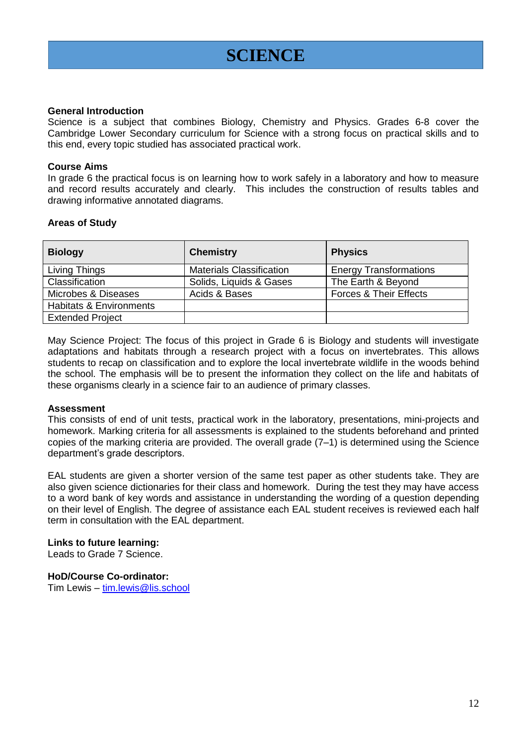# SCIENCE

**General Introduction**

Science is a subject that combines Biology, Chemistry and Physics. Grades 6-8 cover the Cambridge Lower Secondary curriculum for Science with a strong focus on practical skills and to this end, every topic studied has associated practical work.

**Course Aims**

In grade 6 the practical focus is on learning how to work safely in a laboratory and how to measure and record results accurately and clearly. This includes the construction of results tables and drawing informative annotated diagrams.

**Areas of Study**

| Biology | Chemistry | Physics |
|---|---|---|
| Living Things | Materials Classification | Energy Transformations |
| Classification | Solids, Liquids & Gases | The Earth & Beyond |
| Microbes & Diseases | Acids & Bases | Forces & Their Effects |
| Habitats & Environments | | |
| Extended Project | | |

May Science Project: The focus of this project in Grade 6 is Biology and students will investigate adaptations and habitats through a research project with a focus on invertebrates. This allows students to recap on classification and to explore the local invertebrate wildlife in the woods behind the school. The emphasis will be to present the information they collect on the life and habitats of these organisms clearly in a science fair to an audience of primary classes.

**Assessment**

This consists of end of unit tests, practical work in the laboratory, presentations, mini-projects and homework. Marking criteria for all assessments is explained to the students beforehand and printed copies of the marking criteria are provided. The overall grade (7–1) is determined using the Science department's grade descriptors.

EAL students are given a shorter version of the same test paper as other students take. They are also given science dictionaries for their class and homework. During the test they may have access to a word bank of key words and assistance in understanding the wording of a question depending on their level of English. The degree of assistance each EAL student receives is reviewed each half term in consultation with the EAL department.

**Links to future learning:**

Leads to Grade 7 Science.

**HoD/Course Co-ordinator:**

Tim Lewis – tim.lewis@lis.school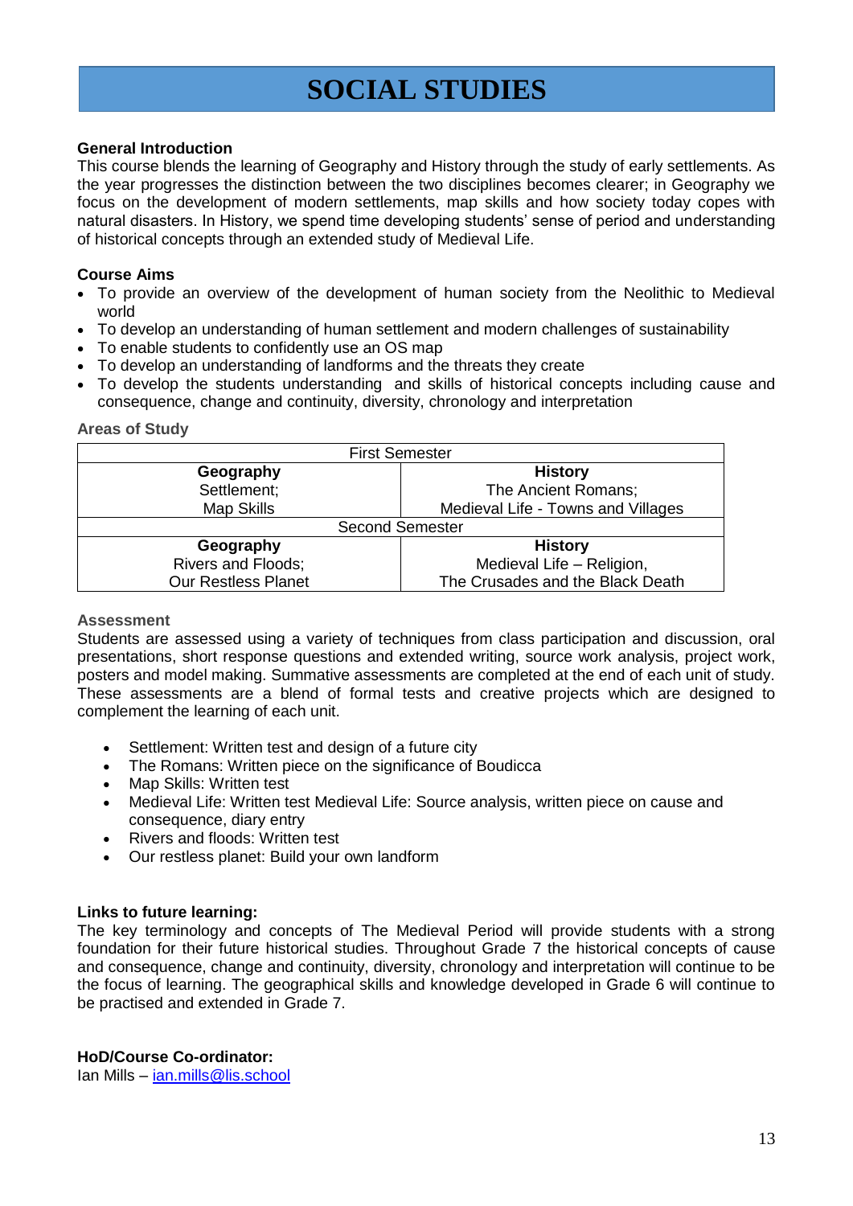# SOCIAL STUDIES

**General Introduction**

This course blends the learning of Geography and History through the study of early settlements. As the year progresses the distinction between the two disciplines becomes clearer; in Geography we focus on the development of modern settlements, map skills and how society today copes with natural disasters. In History, we spend time developing students' sense of period and understanding of historical concepts through an extended study of Medieval Life.

**Course Aims**

- To provide an overview of the development of human society from the Neolithic to Medieval world
- To develop an understanding of human settlement and modern challenges of sustainability
- To enable students to confidently use an OS map
- To develop an understanding of landforms and the threats they create
- To develop the students understanding and skills of historical concepts including cause and consequence, change and continuity, diversity, chronology and interpretation

**Areas of Study**

| First Semester | |
|---|---|
| **Geography** | **History** |
| Settlement;<br>Map Skills | The Ancient Romans;<br>Medieval Life - Towns and Villages |
| Second Semester | |
| **Geography** | **History** |
| Rivers and Floods;<br>Our Restless Planet | Medieval Life – Religion,<br>The Crusades and the Black Death |

**Assessment**

Students are assessed using a variety of techniques from class participation and discussion, oral presentations, short response questions and extended writing, source work analysis, project work, posters and model making. Summative assessments are completed at the end of each unit of study. These assessments are a blend of formal tests and creative projects which are designed to complement the learning of each unit.

- Settlement: Written test and design of a future city
- The Romans: Written piece on the significance of Boudicca
- Map Skills: Written test
- Medieval Life: Written test Medieval Life: Source analysis, written piece on cause and consequence, diary entry
- Rivers and floods: Written test
- Our restless planet: Build your own landform

**Links to future learning:**

The key terminology and concepts of The Medieval Period will provide students with a strong foundation for their future historical studies. Throughout Grade 7 the historical concepts of cause and consequence, change and continuity, diversity, chronology and interpretation will continue to be the focus of learning. The geographical skills and knowledge developed in Grade 6 will continue to be practised and extended in Grade 7.

**HoD/Course Co-ordinator:**

Ian Mills – ian.mills@lis.school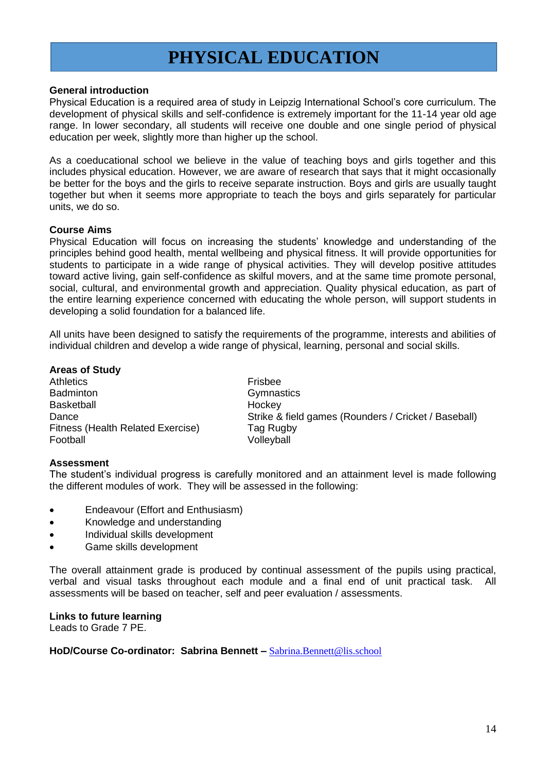# PHYSICAL EDUCATION

**General introduction**

Physical Education is a required area of study in Leipzig International School's core curriculum. The development of physical skills and self-confidence is extremely important for the 11-14 year old age range. In lower secondary, all students will receive one double and one single period of physical education per week, slightly more than higher up the school.

As a coeducational school we believe in the value of teaching boys and girls together and this includes physical education. However, we are aware of research that says that it might occasionally be better for the boys and the girls to receive separate instruction. Boys and girls are usually taught together but when it seems more appropriate to teach the boys and girls separately for particular units, we do so.

**Course Aims**

Physical Education will focus on increasing the students' knowledge and understanding of the principles behind good health, mental wellbeing and physical fitness. It will provide opportunities for students to participate in a wide range of physical activities. They will develop positive attitudes toward active living, gain self-confidence as skilful movers, and at the same time promote personal, social, cultural, and environmental growth and appreciation. Quality physical education, as part of the entire learning experience concerned with educating the whole person, will support students in developing a solid foundation for a balanced life.

All units have been designed to satisfy the requirements of the programme, interests and abilities of individual children and develop a wide range of physical, learning, personal and social skills.

**Areas of Study**

Athletics
Badminton
Basketball
Dance
Fitness (Health Related Exercise)
Football
Frisbee
Gymnastics
Hockey
Strike & field games (Rounders / Cricket / Baseball)
Tag Rugby
Volleyball

**Assessment**

The student's individual progress is carefully monitored and an attainment level is made following the different modules of work. They will be assessed in the following:

- Endeavour (Effort and Enthusiasm)
- Knowledge and understanding
- Individual skills development
- Game skills development

The overall attainment grade is produced by continual assessment of the pupils using practical, verbal and visual tasks throughout each module and a final end of unit practical task. All assessments will be based on teacher, self and peer evaluation / assessments.

**Links to future learning**

Leads to Grade 7 PE.

**HoD/Course Co-ordinator: Sabrina Bennett –** Sabrina.Bennett@lis.school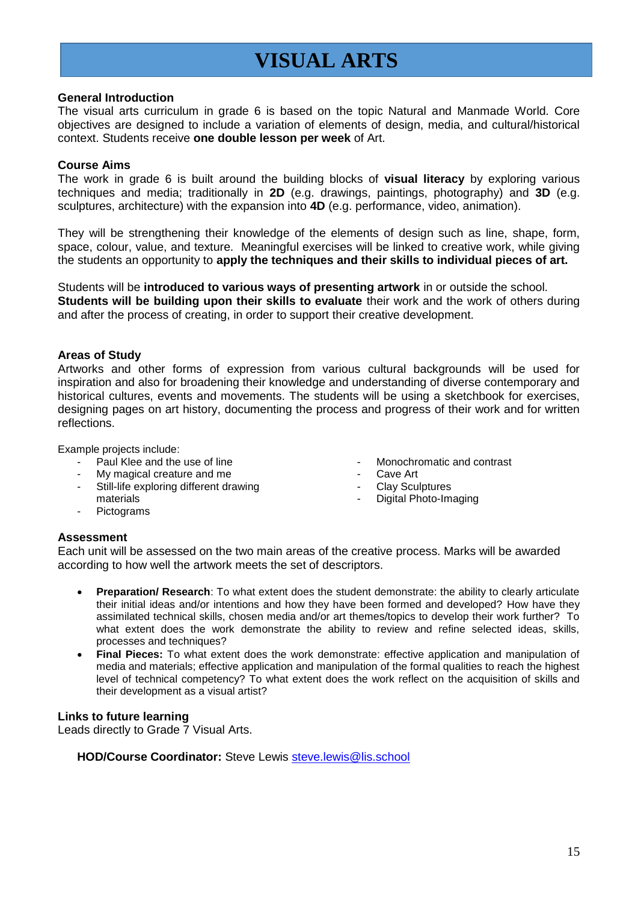# VISUAL ARTS

### General Introduction

The visual arts curriculum in grade 6 is based on the topic Natural and Manmade World. Core objectives are designed to include a variation of elements of design, media, and cultural/historical context. Students receive **one double lesson per week** of Art.

### Course Aims

The work in grade 6 is built around the building blocks of **visual literacy** by exploring various techniques and media; traditionally in **2D** (e.g. drawings, paintings, photography) and **3D** (e.g. sculptures, architecture) with the expansion into **4D** (e.g. performance, video, animation).

They will be strengthening their knowledge of the elements of design such as line, shape, form, space, colour, value, and texture. Meaningful exercises will be linked to creative work, while giving the students an opportunity to **apply the techniques and their skills to individual pieces of art.**

Students will be **introduced to various ways of presenting artwork** in or outside the school.
**Students will be building upon their skills to evaluate** their work and the work of others during and after the process of creating, in order to support their creative development.

### Areas of Study

Artworks and other forms of expression from various cultural backgrounds will be used for inspiration and also for broadening their knowledge and understanding of diverse contemporary and historical cultures, events and movements. The students will be using a sketchbook for exercises, designing pages on art history, documenting the process and progress of their work and for written reflections.

Example projects include:

- Paul Klee and the use of line
- My magical creature and me
- Still-life exploring different drawing materials
- Pictograms
- Monochromatic and contrast
- Cave Art
- Clay Sculptures
- Digital Photo-Imaging

### Assessment

Each unit will be assessed on the two main areas of the creative process. Marks will be awarded according to how well the artwork meets the set of descriptors.

- **Preparation/ Research**: To what extent does the student demonstrate: the ability to clearly articulate their initial ideas and/or intentions and how they have been formed and developed? How have they assimilated technical skills, chosen media and/or art themes/topics to develop their work further? To what extent does the work demonstrate the ability to review and refine selected ideas, skills, processes and techniques?
- **Final Pieces:** To what extent does the work demonstrate: effective application and manipulation of media and materials; effective application and manipulation of the formal qualities to reach the highest level of technical competency? To what extent does the work reflect on the acquisition of skills and their development as a visual artist?

### Links to future learning

Leads directly to Grade 7 Visual Arts.

**HOD/Course Coordinator:** Steve Lewis steve.lewis@lis.school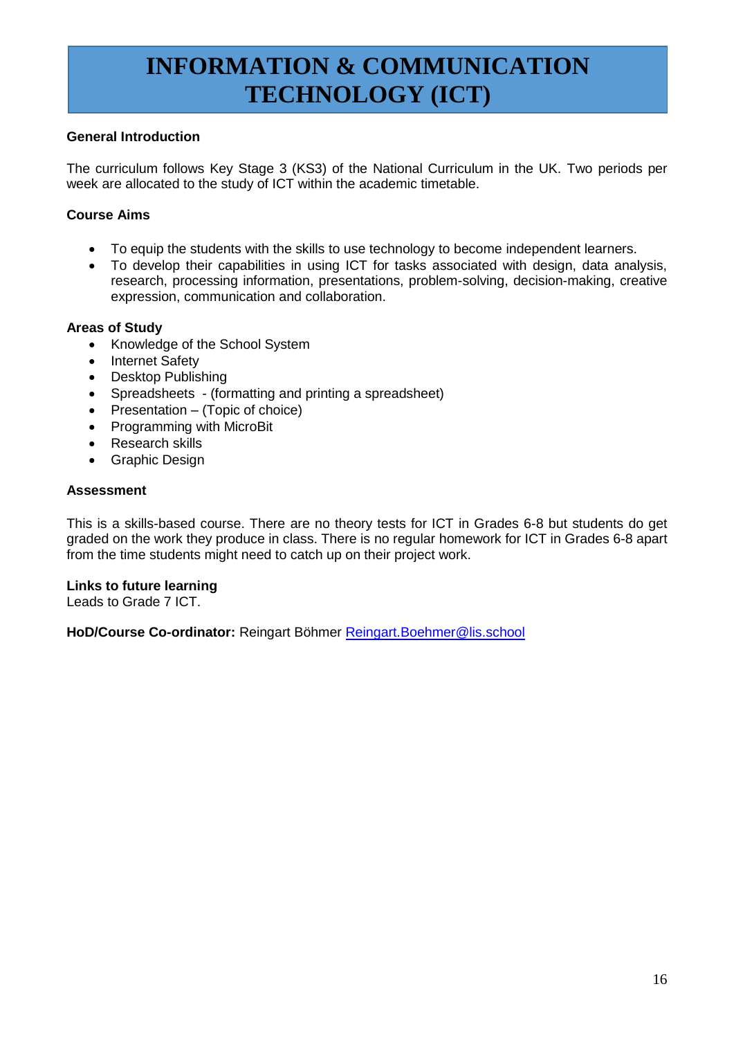# INFORMATION & COMMUNICATION TECHNOLOGY (ICT)

**General Introduction**

The curriculum follows Key Stage 3 (KS3) of the National Curriculum in the UK. Two periods per week are allocated to the study of ICT within the academic timetable.

**Course Aims**

- To equip the students with the skills to use technology to become independent learners.
- To develop their capabilities in using ICT for tasks associated with design, data analysis, research, processing information, presentations, problem-solving, decision-making, creative expression, communication and collaboration.

**Areas of Study**

- Knowledge of the School System
- Internet Safety
- Desktop Publishing
- Spreadsheets - (formatting and printing a spreadsheet)
- Presentation – (Topic of choice)
- Programming with MicroBit
- Research skills
- Graphic Design

**Assessment**

This is a skills-based course. There are no theory tests for ICT in Grades 6-8 but students do get graded on the work they produce in class. There is no regular homework for ICT in Grades 6-8 apart from the time students might need to catch up on their project work.

**Links to future learning**
Leads to Grade 7 ICT.

**HoD/Course Co-ordinator:** Reingart Böhmer [Reingart.Boehmer@lis.school](mailto:Reingart.Boehmer@lis.school)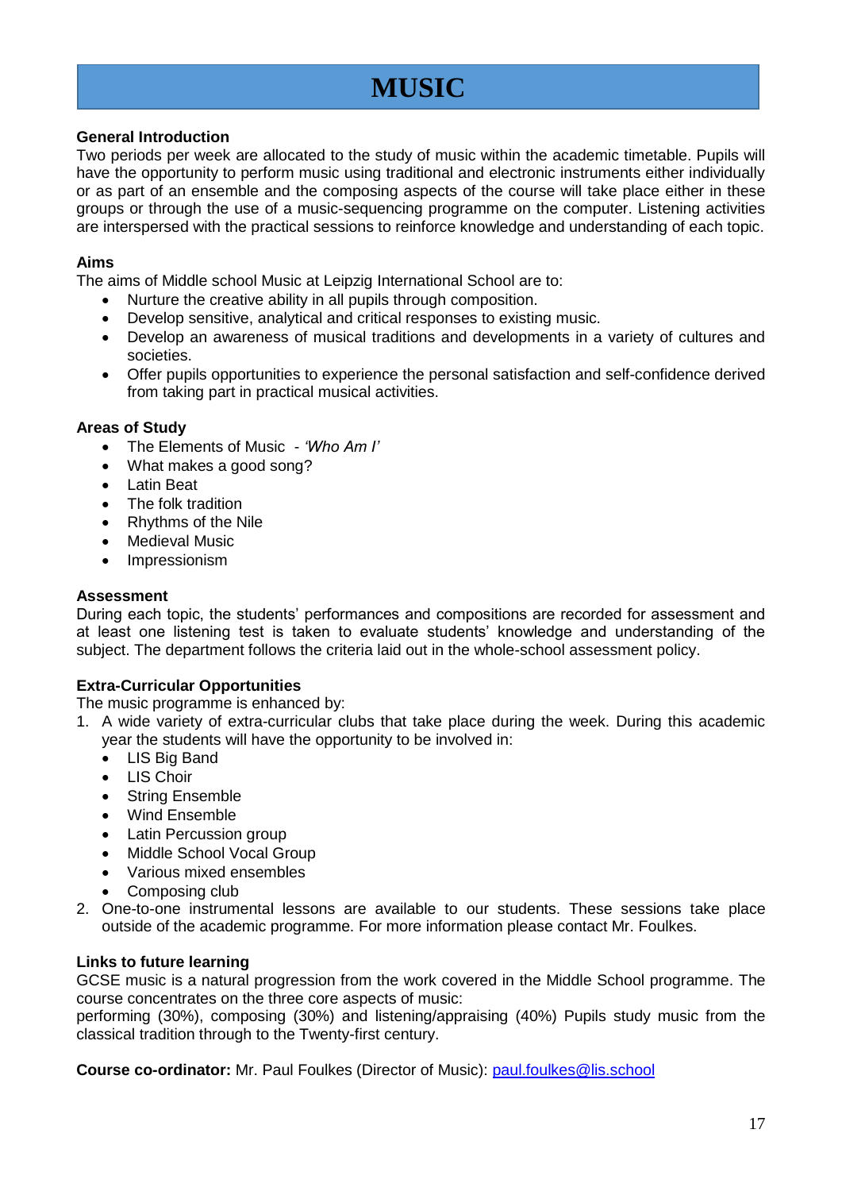# MUSIC

**General Introduction**

Two periods per week are allocated to the study of music within the academic timetable. Pupils will have the opportunity to perform music using traditional and electronic instruments either individually or as part of an ensemble and the composing aspects of the course will take place either in these groups or through the use of a music-sequencing programme on the computer. Listening activities are interspersed with the practical sessions to reinforce knowledge and understanding of each topic.

**Aims**

The aims of Middle school Music at Leipzig International School are to:

- Nurture the creative ability in all pupils through composition.
- Develop sensitive, analytical and critical responses to existing music.
- Develop an awareness of musical traditions and developments in a variety of cultures and societies.
- Offer pupils opportunities to experience the personal satisfaction and self-confidence derived from taking part in practical musical activities.

**Areas of Study**

- The Elements of Music - *'Who Am I'*
- What makes a good song?
- Latin Beat
- The folk tradition
- Rhythms of the Nile
- Medieval Music
- Impressionism

**Assessment**

During each topic, the students' performances and compositions are recorded for assessment and at least one listening test is taken to evaluate students' knowledge and understanding of the subject. The department follows the criteria laid out in the whole-school assessment policy.

**Extra-Curricular Opportunities**

The music programme is enhanced by:

1. A wide variety of extra-curricular clubs that take place during the week. During this academic year the students will have the opportunity to be involved in:
   - LIS Big Band
   - LIS Choir
   - String Ensemble
   - Wind Ensemble
   - Latin Percussion group
   - Middle School Vocal Group
   - Various mixed ensembles
   - Composing club
2. One-to-one instrumental lessons are available to our students. These sessions take place outside of the academic programme. For more information please contact Mr. Foulkes.

**Links to future learning**

GCSE music is a natural progression from the work covered in the Middle School programme. The course concentrates on the three core aspects of music:
performing (30%), composing (30%) and listening/appraising (40%) Pupils study music from the classical tradition through to the Twenty-first century.

**Course co-ordinator:** Mr. Paul Foulkes (Director of Music): paul.foulkes@lis.school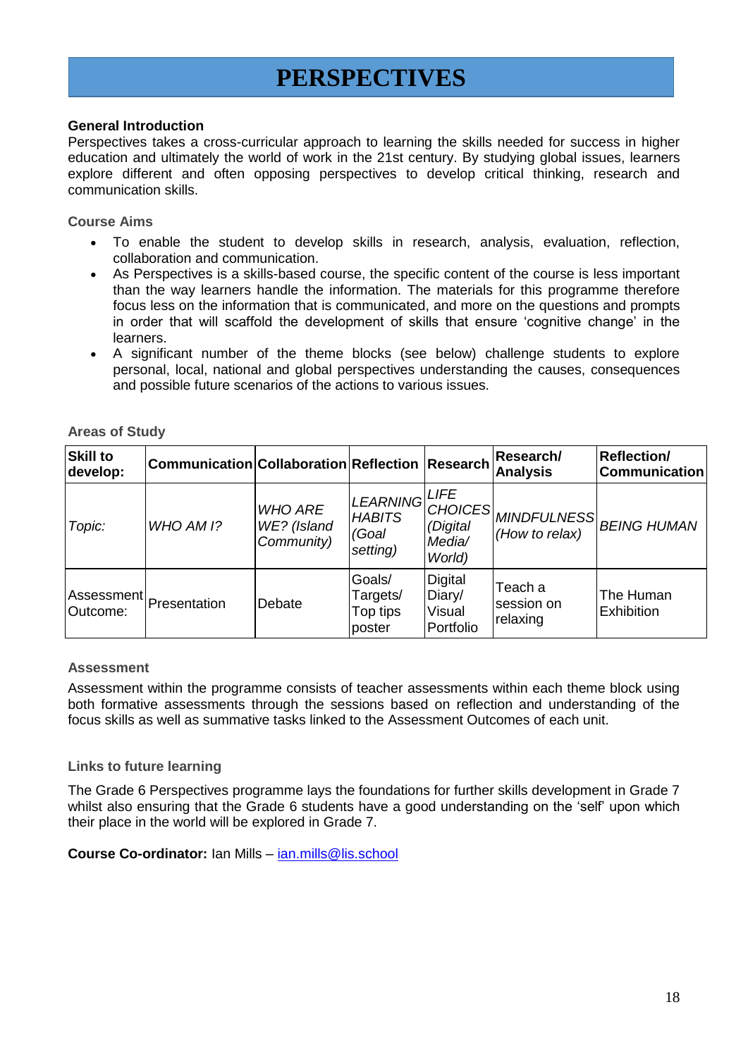# PERSPECTIVES

**General Introduction**

Perspectives takes a cross-curricular approach to learning the skills needed for success in higher education and ultimately the world of work in the 21st century. By studying global issues, learners explore different and often opposing perspectives to develop critical thinking, research and communication skills.

## Course Aims

- To enable the student to develop skills in research, analysis, evaluation, reflection, collaboration and communication.
- As Perspectives is a skills-based course, the specific content of the course is less important than the way learners handle the information. The materials for this programme therefore focus less on the information that is communicated, and more on the questions and prompts in order that will scaffold the development of skills that ensure 'cognitive change' in the learners.
- A significant number of the theme blocks (see below) challenge students to explore personal, local, national and global perspectives understanding the causes, consequences and possible future scenarios of the actions to various issues.

## Areas of Study

| **Skill to develop:** | **Communication** | **Collaboration** | **Reflection** | **Research** | **Research/ Analysis** | **Reflection/ Communication** |
|---|---|---|---|---|---|---|
| *Topic:* | *WHO AM I?* | *WHO ARE WE? (Island Community)* | *LEARNING HABITS (Goal setting)* | *LIFE CHOICES (Digital Media/ World)* | *MINDFULNESS (How to relax)* | *BEING HUMAN* |
| Assessment Outcome: | Presentation | Debate | Goals/ Targets/ Top tips poster | Digital Diary/ Visual Portfolio | Teach a session on relaxing | The Human Exhibition |

## Assessment

Assessment within the programme consists of teacher assessments within each theme block using both formative assessments through the sessions based on reflection and understanding of the focus skills as well as summative tasks linked to the Assessment Outcomes of each unit.

## Links to future learning

The Grade 6 Perspectives programme lays the foundations for further skills development in Grade 7 whilst also ensuring that the Grade 6 students have a good understanding on the 'self' upon which their place in the world will be explored in Grade 7.

**Course Co-ordinator:** Ian Mills – ian.mills@lis.school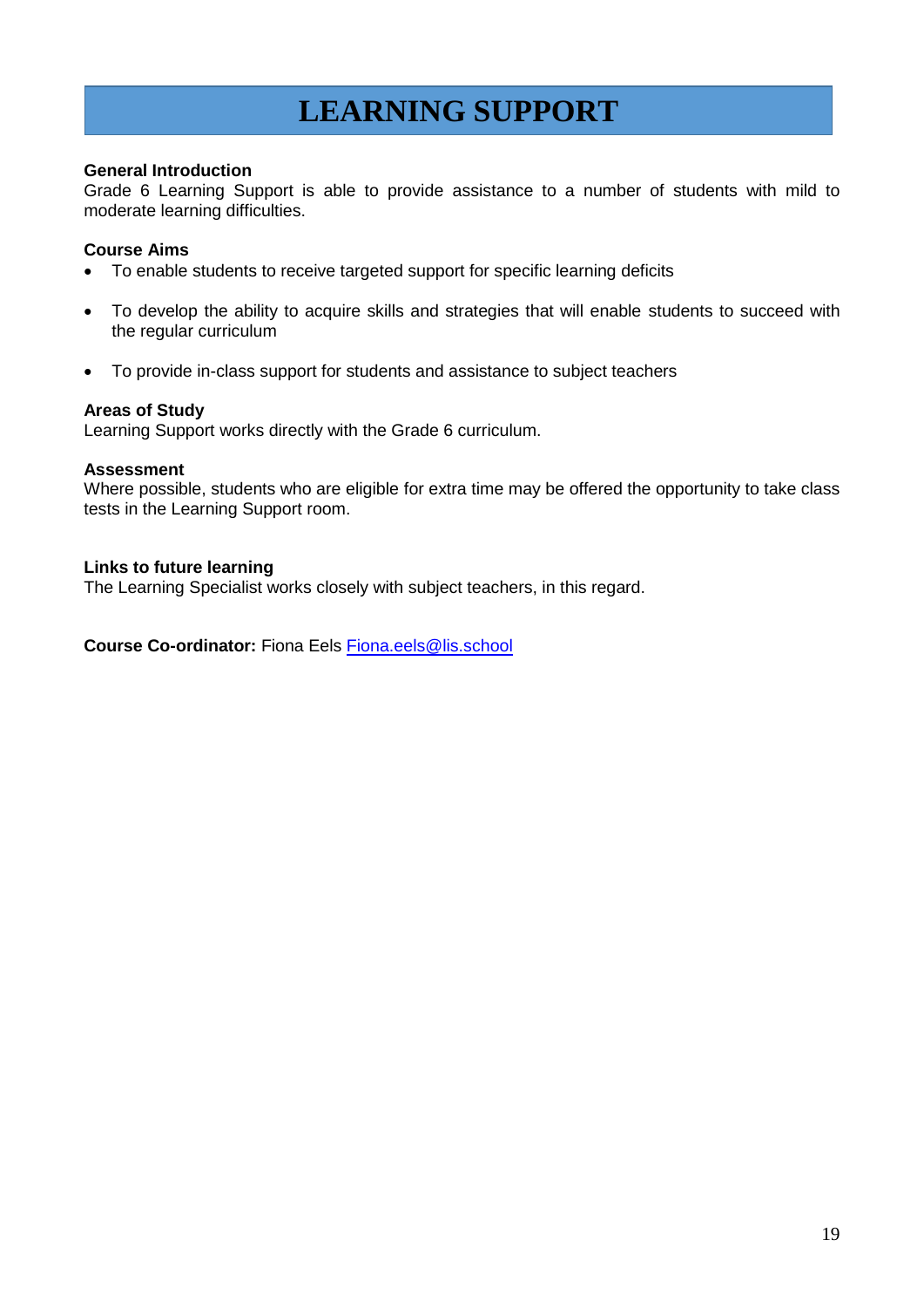# LEARNING SUPPORT

**General Introduction**
Grade 6 Learning Support is able to provide assistance to a number of students with mild to moderate learning difficulties.

**Course Aims**

- To enable students to receive targeted support for specific learning deficits
- To develop the ability to acquire skills and strategies that will enable students to succeed with the regular curriculum
- To provide in-class support for students and assistance to subject teachers

**Areas of Study**
Learning Support works directly with the Grade 6 curriculum.

**Assessment**
Where possible, students who are eligible for extra time may be offered the opportunity to take class tests in the Learning Support room.

**Links to future learning**
The Learning Specialist works closely with subject teachers, in this regard.

**Course Co-ordinator:** Fiona Eels Fiona.eels@lis.school